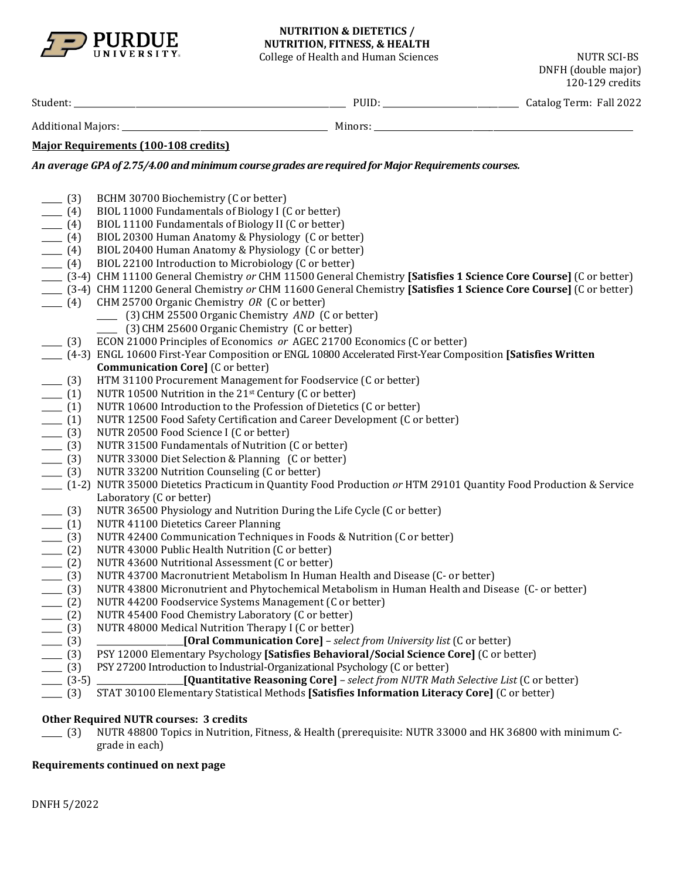**PURDUE UNIVERSITY**

**NUTRITION & DIETETICS / NUTRITION, FITNESS, & HEALTH**
College of Health and Human Sciences

NUTR SCI-BS
DNFH (double major)
120-129 credits

Student: ______________________________ PUID: ______________ Catalog Term: Fall 2022

Additional Majors: ______________________ Minors: ______________________

## Major Requirements (100-108 credits)

***An average GPA of 2.75/4.00 and minimum course grades are required for Major Requirements courses.***

- ____ (3) BCHM 30700 Biochemistry (C or better)
- ____ (4) BIOL 11000 Fundamentals of Biology I (C or better)
- ____ (4) BIOL 11100 Fundamentals of Biology II (C or better)
- ____ (4) BIOL 20300 Human Anatomy & Physiology (C or better)
- ____ (4) BIOL 20400 Human Anatomy & Physiology (C or better)
- ____ (4) BIOL 22100 Introduction to Microbiology (C or better)
- ____ (3-4) CHM 11100 General Chemistry *or* CHM 11500 General Chemistry **[Satisfies 1 Science Core Course]** (C or better)
- ____ (3-4) CHM 11200 General Chemistry *or* CHM 11600 General Chemistry **[Satisfies 1 Science Core Course]** (C or better)
- ____ (4) CHM 25700 Organic Chemistry *OR* (C or better)
  - ____ (3) CHM 25500 Organic Chemistry *AND* (C or better)
  - ____ (3) CHM 25600 Organic Chemistry (C or better)
- ____ (3) ECON 21000 Principles of Economics *or* AGEC 21700 Economics (C or better)
- ____ (4-3) ENGL 10600 First-Year Composition or ENGL 10800 Accelerated First-Year Composition **[Satisfies Written Communication Core]** (C or better)
- ____ (3) HTM 31100 Procurement Management for Foodservice (C or better)
- ____ (1) NUTR 10500 Nutrition in the 21st Century (C or better)
- ____ (1) NUTR 10600 Introduction to the Profession of Dietetics (C or better)
- ____ (1) NUTR 12500 Food Safety Certification and Career Development (C or better)
- ____ (3) NUTR 20500 Food Science I (C or better)
- ____ (3) NUTR 31500 Fundamentals of Nutrition (C or better)
- ____ (3) NUTR 33000 Diet Selection & Planning (C or better)
- ____ (3) NUTR 33200 Nutrition Counseling (C or better)
- ____ (1-2) NUTR 35000 Dietetics Practicum in Quantity Food Production *or* HTM 29101 Quantity Food Production & Service Laboratory (C or better)
- ____ (3) NUTR 36500 Physiology and Nutrition During the Life Cycle (C or better)
- ____ (1) NUTR 41100 Dietetics Career Planning
- ____ (3) NUTR 42400 Communication Techniques in Foods & Nutrition (C or better)
- ____ (2) NUTR 43000 Public Health Nutrition (C or better)
- ____ (2) NUTR 43600 Nutritional Assessment (C or better)
- ____ (3) NUTR 43700 Macronutrient Metabolism In Human Health and Disease (C- or better)
- ____ (3) NUTR 43800 Micronutrient and Phytochemical Metabolism in Human Health and Disease (C- or better)
- ____ (2) NUTR 44200 Foodservice Systems Management (C or better)
- ____ (2) NUTR 45400 Food Chemistry Laboratory (C or better)
- ____ (3) NUTR 48000 Medical Nutrition Therapy I (C or better)
- ____ (3) ______________**[Oral Communication Core]** – *select from University list* (C or better)
- ____ (3) PSY 12000 Elementary Psychology **[Satisfies Behavioral/Social Science Core]** (C or better)
- ____ (3) PSY 27200 Introduction to Industrial-Organizational Psychology (C or better)
- ____ (3-5) ______________**[Quantitative Reasoning Core]** – *select from NUTR Math Selective List* (C or better)
- ____ (3) STAT 30100 Elementary Statistical Methods **[Satisfies Information Literacy Core]** (C or better)

**Other Required NUTR courses: 3 credits**

- ____ (3) NUTR 48800 Topics in Nutrition, Fitness, & Health (prerequisite: NUTR 33000 and HK 36800 with minimum C- grade in each)

**Requirements continued on next page**

DNFH 5/2022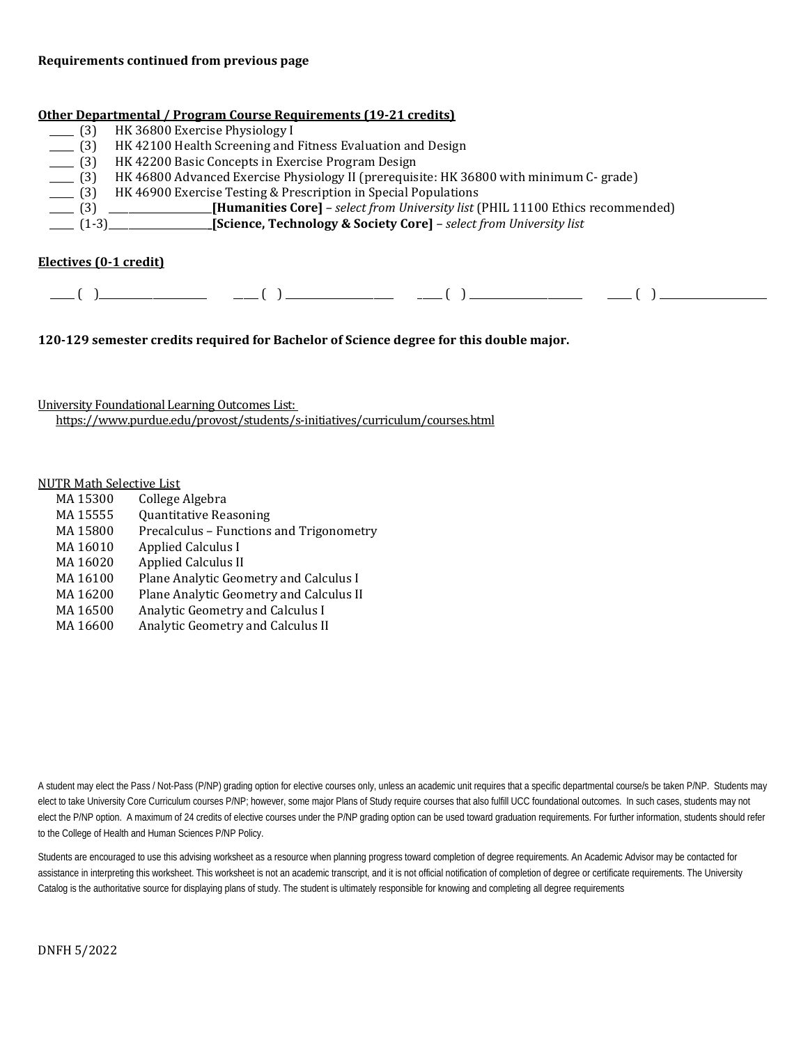**Requirements continued from previous page**

**Other Departmental / Program Course Requirements (19-21 credits)**

- _____ (3) HK 36800 Exercise Physiology I
- _____ (3) HK 42100 Health Screening and Fitness Evaluation and Design
- _____ (3) HK 42200 Basic Concepts in Exercise Program Design
- _____ (3) HK 46800 Advanced Exercise Physiology II (prerequisite: HK 36800 with minimum C- grade)
- _____ (3) HK 46900 Exercise Testing & Prescription in Special Populations
- _____ (3) ____________________**[Humanities Core]** – *select from University list* (PHIL 11100 Ethics recommended)
- _____ (1-3)____________________**[Science, Technology & Society Core]** – *select from University list*

**Electives (0-1 credit)**

_____ ( )____________________ _____ ( ) ____________________ _____ ( ) ____________________ _____ ( ) ____________________

**120-129 semester credits required for Bachelor of Science degree for this double major.**

University Foundational Learning Outcomes List:
https://www.purdue.edu/provost/students/s-initiatives/curriculum/courses.html

NUTR Math Selective List

| | |
|---|---|
| MA 15300 | College Algebra |
| MA 15555 | Quantitative Reasoning |
| MA 15800 | Precalculus – Functions and Trigonometry |
| MA 16010 | Applied Calculus I |
| MA 16020 | Applied Calculus II |
| MA 16100 | Plane Analytic Geometry and Calculus I |
| MA 16200 | Plane Analytic Geometry and Calculus II |
| MA 16500 | Analytic Geometry and Calculus I |
| MA 16600 | Analytic Geometry and Calculus II |

A student may elect the Pass / Not-Pass (P/NP) grading option for elective courses only, unless an academic unit requires that a specific departmental course/s be taken P/NP. Students may elect to take University Core Curriculum courses P/NP; however, some major Plans of Study require courses that also fulfill UCC foundational outcomes. In such cases, students may not elect the P/NP option. A maximum of 24 credits of elective courses under the P/NP grading option can be used toward graduation requirements. For further information, students should refer to the College of Health and Human Sciences P/NP Policy.

Students are encouraged to use this advising worksheet as a resource when planning progress toward completion of degree requirements. An Academic Advisor may be contacted for assistance in interpreting this worksheet. This worksheet is not an academic transcript, and it is not official notification of completion of degree or certificate requirements. The University Catalog is the authoritative source for displaying plans of study. The student is ultimately responsible for knowing and completing all degree requirements

DNFH 5/2022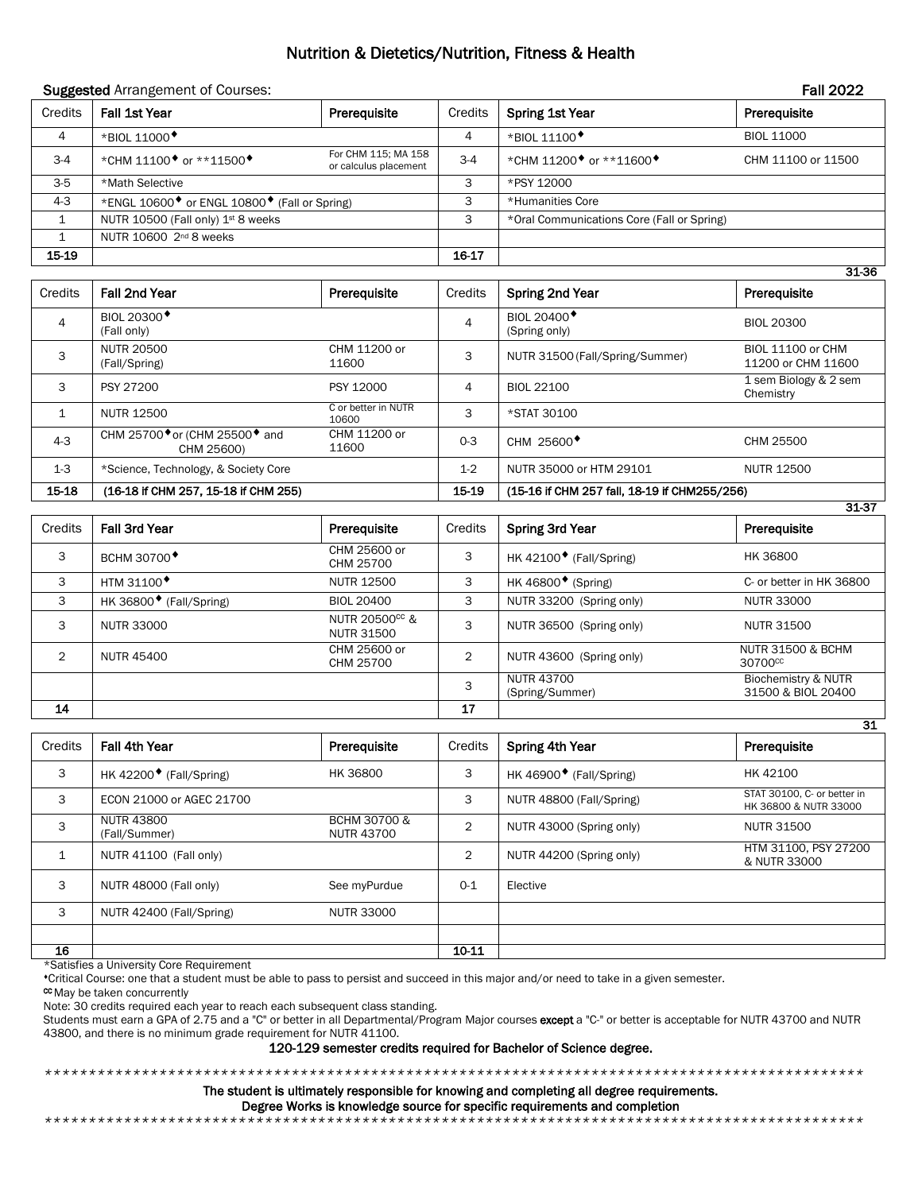# Nutrition & Dietetics/Nutrition, Fitness & Health

**Suggested** Arrangement of Courses: **Fall 2022**

| Credits | Fall 1st Year | Prerequisite | Credits | Spring 1st Year | Prerequisite |
|---|---|---|---|---|---|
| 4 | *BIOL 11000♦ | | 4 | *BIOL 11100♦ | BIOL 11000 |
| 3-4 | *CHM 11100♦ or **11500♦ | For CHM 115; MA 158 or calculus placement | 3-4 | *CHM 11200♦ or **11600♦ | CHM 11100 or 11500 |
| 3-5 | *Math Selective | | 3 | *PSY 12000 | |
| 4-3 | *ENGL 10600♦ or ENGL 10800♦ (Fall or Spring) | | 3 | *Humanities Core | |
| 1 | NUTR 10500 (Fall only) 1st 8 weeks | | 3 | *Oral Communications Core (Fall or Spring) | |
| 1 | NUTR 10600 2nd 8 weeks | | | | |
| **15-19** | | | **16-17** | | |

31-36

| Credits | Fall 2nd Year | Prerequisite | Credits | Spring 2nd Year | Prerequisite |
|---|---|---|---|---|---|
| 4 | BIOL 20300♦ (Fall only) | | 4 | BIOL 20400♦ (Spring only) | BIOL 20300 |
| 3 | NUTR 20500 (Fall/Spring) | CHM 11200 or 11600 | 3 | NUTR 31500 (Fall/Spring/Summer) | BIOL 11100 or CHM 11200 or CHM 11600 |
| 3 | PSY 27200 | PSY 12000 | 4 | BIOL 22100 | 1 sem Biology & 2 sem Chemistry |
| 1 | NUTR 12500 | C or better in NUTR 10600 | 3 | *STAT 30100 | |
| 4-3 | CHM 25700♦ or (CHM 25500♦ and CHM 25600) | CHM 11200 or 11600 | 0-3 | CHM 25600♦ | CHM 25500 |
| 1-3 | *Science, Technology, & Society Core | | 1-2 | NUTR 35000 or HTM 29101 | NUTR 12500 |
| **15-18** | **(16-18 if CHM 257, 15-18 if CHM 255)** | | **15-19** | **(15-16 if CHM 257 fall, 18-19 if CHM255/256)** | |

31-37

| Credits | Fall 3rd Year | Prerequisite | Credits | Spring 3rd Year | Prerequisite |
|---|---|---|---|---|---|
| 3 | BCHM 30700♦ | CHM 25600 or CHM 25700 | 3 | HK 42100♦ (Fall/Spring) | HK 36800 |
| 3 | HTM 31100♦ | NUTR 12500 | 3 | HK 46800♦ (Spring) | C- or better in HK 36800 |
| 3 | HK 36800♦ (Fall/Spring) | BIOL 20400 | 3 | NUTR 33200 (Spring only) | NUTR 33000 |
| 3 | NUTR 33000 | NUTR 20500cc & NUTR 31500 | 3 | NUTR 36500 (Spring only) | NUTR 31500 |
| 2 | NUTR 45400 | CHM 25600 or CHM 25700 | 2 | NUTR 43600 (Spring only) | NUTR 31500 & BCHM 30700cc |
| | | | 3 | NUTR 43700 (Spring/Summer) | Biochemistry & NUTR 31500 & BIOL 20400 |
| **14** | | | **17** | | |

31

| Credits | Fall 4th Year | Prerequisite | Credits | Spring 4th Year | Prerequisite |
|---|---|---|---|---|---|
| 3 | HK 42200♦ (Fall/Spring) | HK 36800 | 3 | HK 46900♦ (Fall/Spring) | HK 42100 |
| 3 | ECON 21000 or AGEC 21700 | | 3 | NUTR 48800 (Fall/Spring) | STAT 30100, C- or better in HK 36800 & NUTR 33000 |
| 3 | NUTR 43800 (Fall/Summer) | BCHM 30700 & NUTR 43700 | 2 | NUTR 43000 (Spring only) | NUTR 31500 |
| 1 | NUTR 41100 (Fall only) | | 2 | NUTR 44200 (Spring only) | HTM 31100, PSY 27200 & NUTR 33000 |
| 3 | NUTR 48000 (Fall only) | See myPurdue | 0-1 | Elective | |
| 3 | NUTR 42400 (Fall/Spring) | NUTR 33000 | | | |
| | | | | | |
| **16** | | | **10-11** | | |

*Satisfies a University Core Requirement

♦Critical Course: one that a student must be able to pass to persist and succeed in this major and/or need to take in a given semester.

cc May be taken concurrently

Note: 30 credits required each year to reach each subsequent class standing.

Students must earn a GPA of 2.75 and a "C" or better in all Departmental/Program Major courses **except** a "C-" or better is acceptable for NUTR 43700 and NUTR 43800, and there is no minimum grade requirement for NUTR 41100.

**120-129 semester credits required for Bachelor of Science degree.**

*************************************************************************************************

**The student is ultimately responsible for knowing and completing all degree requirements.**

**Degree Works is knowledge source for specific requirements and completion**

*************************************************************************************************